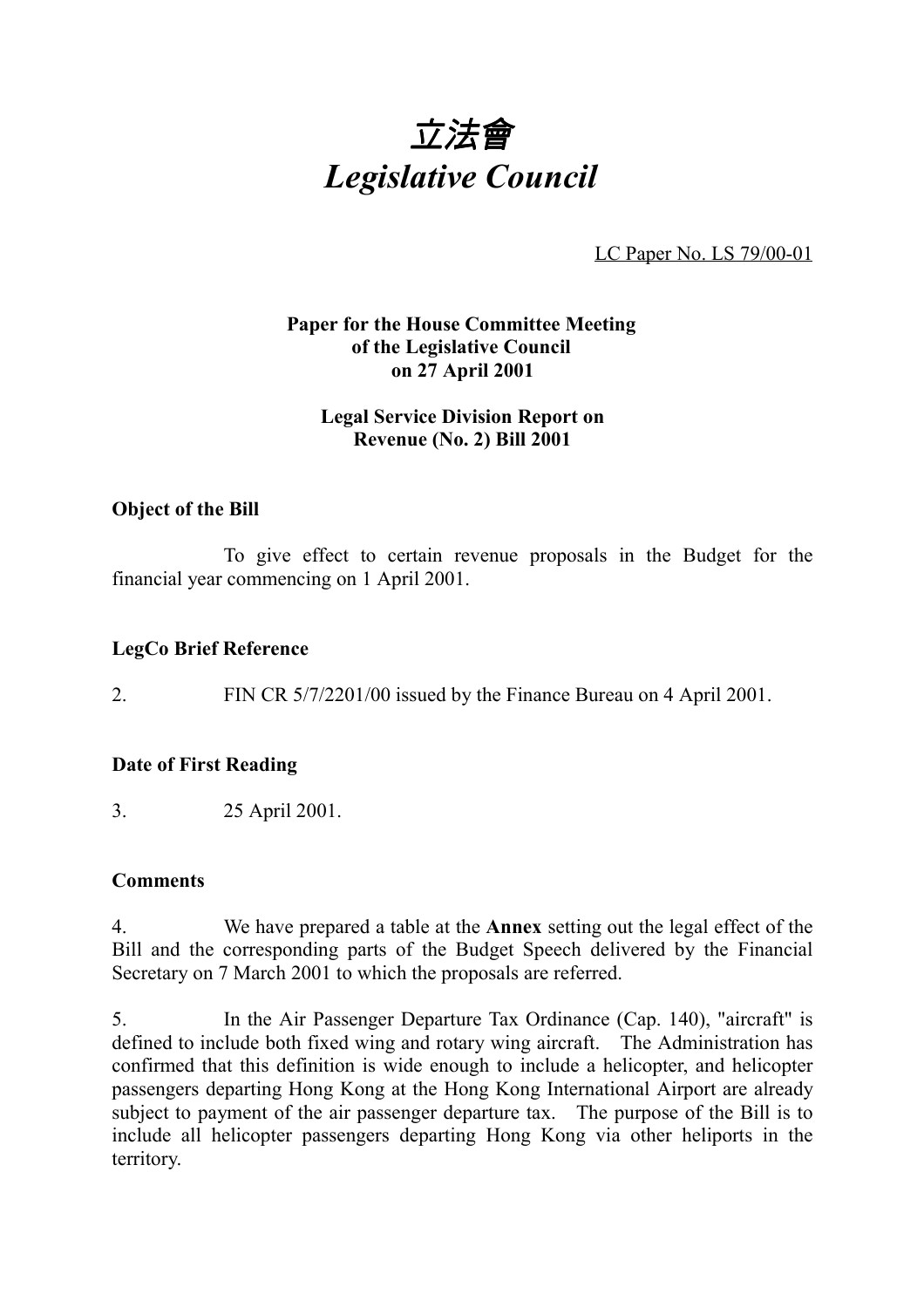# 立法會
# *Legislative Council*

LC Paper No. LS 79/00-01

**Paper for the House Committee Meeting of the Legislative Council on 27 April 2001**

**Legal Service Division Report on Revenue (No. 2) Bill 2001**

## Object of the Bill

To give effect to certain revenue proposals in the Budget for the financial year commencing on 1 April 2001.

## LegCo Brief Reference

2. FIN CR 5/7/2201/00 issued by the Finance Bureau on 4 April 2001.

## Date of First Reading

3. 25 April 2001.

## Comments

4. We have prepared a table at the **Annex** setting out the legal effect of the Bill and the corresponding parts of the Budget Speech delivered by the Financial Secretary on 7 March 2001 to which the proposals are referred.

5. In the Air Passenger Departure Tax Ordinance (Cap. 140), "aircraft" is defined to include both fixed wing and rotary wing aircraft. The Administration has confirmed that this definition is wide enough to include a helicopter, and helicopter passengers departing Hong Kong at the Hong Kong International Airport are already subject to payment of the air passenger departure tax. The purpose of the Bill is to include all helicopter passengers departing Hong Kong via other heliports in the territory.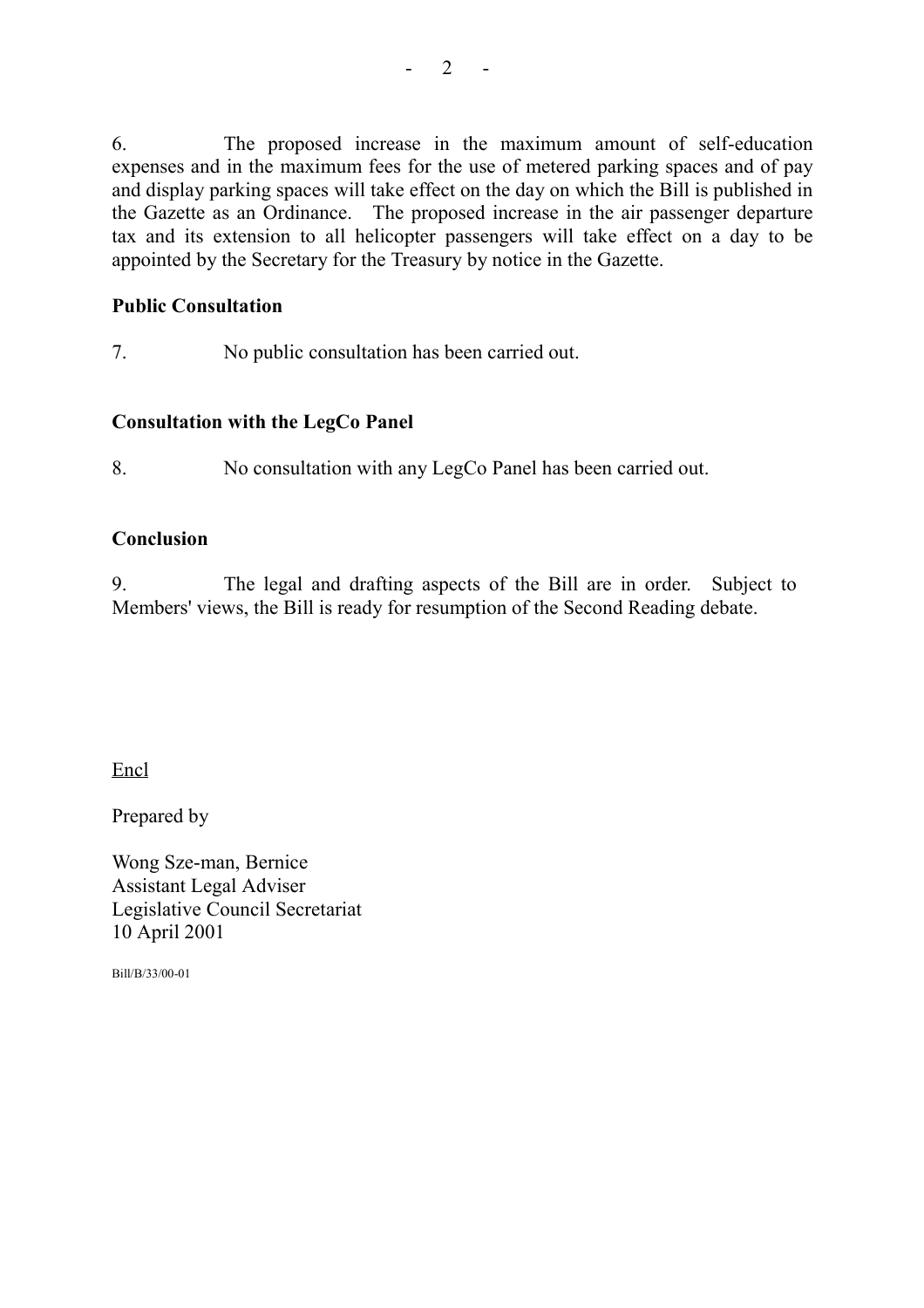6. The proposed increase in the maximum amount of self-education expenses and in the maximum fees for the use of metered parking spaces and of pay and display parking spaces will take effect on the day on which the Bill is published in the Gazette as an Ordinance. The proposed increase in the air passenger departure tax and its extension to all helicopter passengers will take effect on a day to be appointed by the Secretary for the Treasury by notice in the Gazette.

**Public Consultation**

7. No public consultation has been carried out.

**Consultation with the LegCo Panel**

8. No consultation with any LegCo Panel has been carried out.

**Conclusion**

9. The legal and drafting aspects of the Bill are in order. Subject to Members' views, the Bill is ready for resumption of the Second Reading debate.

Encl

Prepared by

Wong Sze-man, Bernice
Assistant Legal Adviser
Legislative Council Secretariat
10 April 2001

Bill/B/33/00-01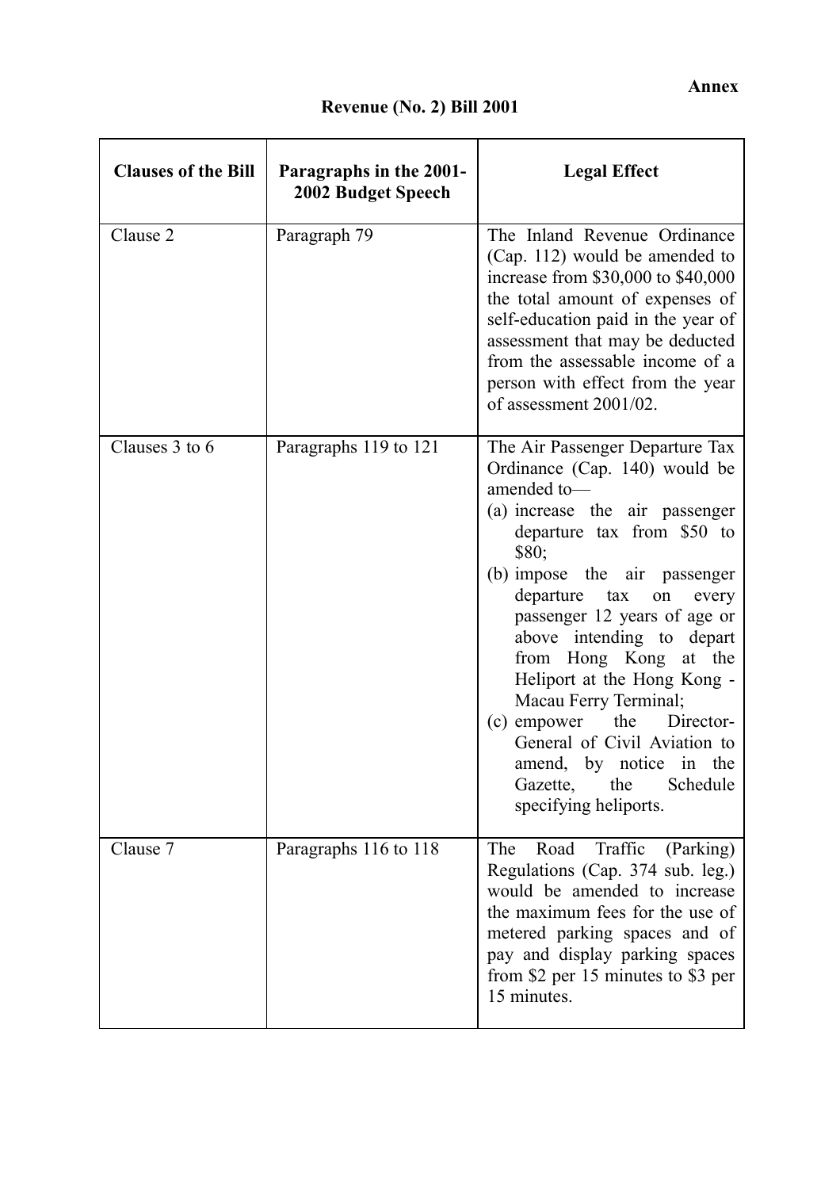**Annex**

**Revenue (No. 2) Bill 2001**

| **Clauses of the Bill** | **Paragraphs in the 2001-2002 Budget Speech** | **Legal Effect** |
|---|---|---|
| Clause 2 | Paragraph 79 | The Inland Revenue Ordinance (Cap. 112) would be amended to increase from \$30,000 to \$40,000 the total amount of expenses of self-education paid in the year of assessment that may be deducted from the assessable income of a person with effect from the year of assessment 2001/02. |
| Clauses 3 to 6 | Paragraphs 119 to 121 | The Air Passenger Departure Tax Ordinance (Cap. 140) would be amended to— (a) increase the air passenger departure tax from \$50 to \$80; (b) impose the air passenger departure tax on every passenger 12 years of age or above intending to depart from Hong Kong at the Heliport at the Hong Kong - Macau Ferry Terminal; (c) empower the Director-General of Civil Aviation to amend, by notice in the Gazette, the Schedule specifying heliports. |
| Clause 7 | Paragraphs 116 to 118 | The Road Traffic (Parking) Regulations (Cap. 374 sub. leg.) would be amended to increase the maximum fees for the use of metered parking spaces and of pay and display parking spaces from \$2 per 15 minutes to \$3 per 15 minutes. |